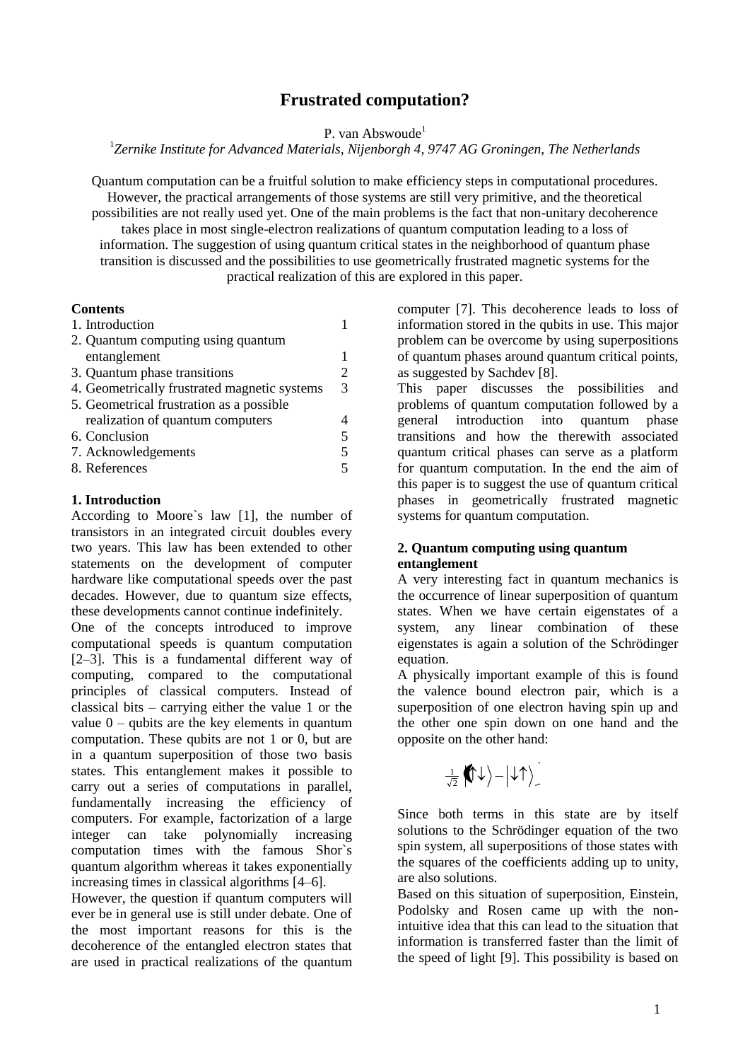# Frustrated computation?

P. van Abswoude[1]

[1] *Zernike Institute for Advanced Materials, Nijenborgh 4, 9747 AG Groningen, The Netherlands*

Quantum computation can be a fruitful solution to make efficiency steps in computational procedures. However, the practical arrangements of those systems are still very primitive, and the theoretical possibilities are not really used yet. One of the main problems is the fact that non-unitary decoherence takes place in most single-electron realizations of quantum computation leading to a loss of information. The suggestion of using quantum critical states in the neighborhood of quantum phase transition is discussed and the possibilities to use geometrically frustrated magnetic systems for the practical realization of this are explored in this paper.

**Contents**

| | |
|---|---|
| 1. Introduction | 1 |
| 2. Quantum computing using quantum entanglement | 1 |
| 3. Quantum phase transitions | 2 |
| 4. Geometrically frustrated magnetic systems | 3 |
| 5. Geometrical frustration as a possible realization of quantum computers | 4 |
| 6. Conclusion | 5 |
| 7. Acknowledgements | 5 |
| 8. References | 5 |

## 1. Introduction

According to Moore`s law [1], the number of transistors in an integrated circuit doubles every two years. This law has been extended to other statements on the development of computer hardware like computational speeds over the past decades. However, due to quantum size effects, these developments cannot continue indefinitely.

One of the concepts introduced to improve computational speeds is quantum computation [2–3]. This is a fundamental different way of computing, compared to the computational principles of classical computers. Instead of classical bits – carrying either the value 1 or the value 0 – qubits are the key elements in quantum computation. These qubits are not 1 or 0, but are in a quantum superposition of those two basis states. This entanglement makes it possible to carry out a series of computations in parallel, fundamentally increasing the efficiency of computers. For example, factorization of a large integer can take polynomially increasing computation times with the famous Shor`s quantum algorithm whereas it takes exponentially increasing times in classical algorithms [4–6].

However, the question if quantum computers will ever be in general use is still under debate. One of the most important reasons for this is the decoherence of the entangled electron states that are used in practical realizations of the quantum computer [7]. This decoherence leads to loss of information stored in the qubits in use. This major problem can be overcome by using superpositions of quantum phases around quantum critical points, as suggested by Sachdev [8].

This paper discusses the possibilities and problems of quantum computation followed by a general introduction into quantum phase transitions and how the therewith associated quantum critical phases can serve as a platform for quantum computation. In the end the aim of this paper is to suggest the use of quantum critical phases in geometrically frustrated magnetic systems for quantum computation.

## 2. Quantum computing using quantum entanglement

A very interesting fact in quantum mechanics is the occurrence of linear superposition of quantum states. When we have certain eigenstates of a system, any linear combination of these eigenstates is again a solution of the Schrödinger equation.

A physically important example of this is found the valence bound electron pair, which is a superposition of one electron having spin up and the other one spin down on one hand and the opposite on the other hand:

$$\frac{1}{\sqrt{2}}\left(\left|\uparrow\downarrow\right\rangle - \left|\downarrow\uparrow\right\rangle\right)$$

Since both terms in this state are by itself solutions to the Schrödinger equation of the two spin system, all superpositions of those states with the squares of the coefficients adding up to unity, are also solutions.

Based on this situation of superposition, Einstein, Podolsky and Rosen came up with the non-intuitive idea that this can lead to the situation that information is transferred faster than the limit of the speed of light [9]. This possibility is based on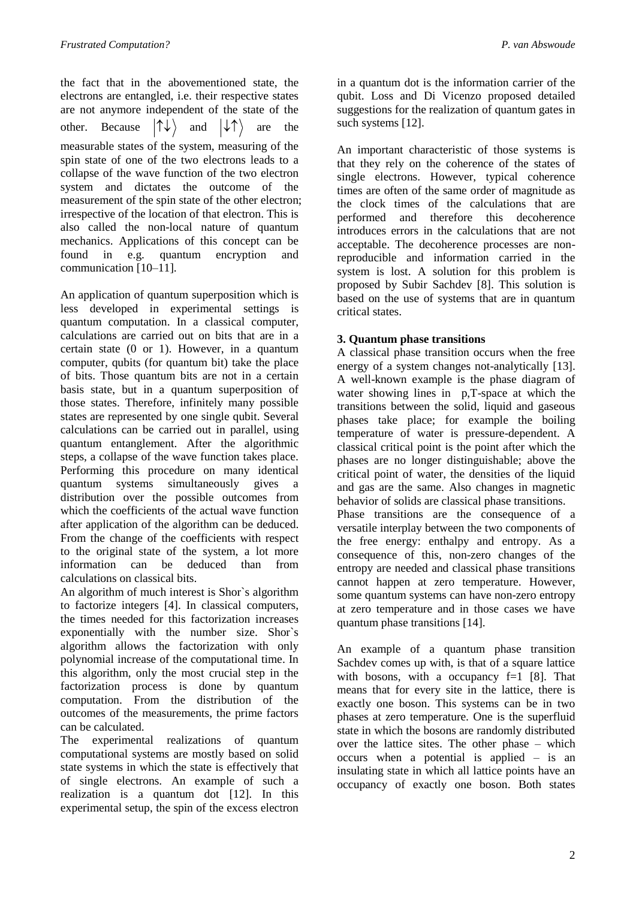the fact that in the abovementioned state, the electrons are entangled, i.e. their respective states are not anymore independent of the state of the other. Because $|\uparrow\downarrow\rangle$ and $|\downarrow\uparrow\rangle$ are the measurable states of the system, measuring of the spin state of one of the two electrons leads to a collapse of the wave function of the two electron system and dictates the outcome of the measurement of the spin state of the other electron; irrespective of the location of that electron. This is also called the non-local nature of quantum mechanics. Applications of this concept can be found in e.g. quantum encryption and communication [10–11].

An application of quantum superposition which is less developed in experimental settings is quantum computation. In a classical computer, calculations are carried out on bits that are in a certain state (0 or 1). However, in a quantum computer, qubits (for quantum bit) take the place of bits. Those quantum bits are not in a certain basis state, but in a quantum superposition of those states. Therefore, infinitely many possible states are represented by one single qubit. Several calculations can be carried out in parallel, using quantum entanglement. After the algorithmic steps, a collapse of the wave function takes place. Performing this procedure on many identical quantum systems simultaneously gives a distribution over the possible outcomes from which the coefficients of the actual wave function after application of the algorithm can be deduced. From the change of the coefficients with respect to the original state of the system, a lot more information can be deduced than from calculations on classical bits.

An algorithm of much interest is Shor`s algorithm to factorize integers [4]. In classical computers, the times needed for this factorization increases exponentially with the number size. Shor`s algorithm allows the factorization with only polynomial increase of the computational time. In this algorithm, only the most crucial step in the factorization process is done by quantum computation. From the distribution of the outcomes of the measurements, the prime factors can be calculated.

The experimental realizations of quantum computational systems are mostly based on solid state systems in which the state is effectively that of single electrons. An example of such a realization is a quantum dot [12]. In this experimental setup, the spin of the excess electron in a quantum dot is the information carrier of the qubit. Loss and Di Vicenzo proposed detailed suggestions for the realization of quantum gates in such systems [12].

An important characteristic of those systems is that they rely on the coherence of the states of single electrons. However, typical coherence times are often of the same order of magnitude as the clock times of the calculations that are performed and therefore this decoherence introduces errors in the calculations that are not acceptable. The decoherence processes are non-reproducible and information carried in the system is lost. A solution for this problem is proposed by Subir Sachdev [8]. This solution is based on the use of systems that are in quantum critical states.

**3. Quantum phase transitions**

A classical phase transition occurs when the free energy of a system changes not-analytically [13]. A well-known example is the phase diagram of water showing lines in p,T-space at which the transitions between the solid, liquid and gaseous phases take place; for example the boiling temperature of water is pressure-dependent. A classical critical point is the point after which the phases are no longer distinguishable; above the critical point of water, the densities of the liquid and gas are the same. Also changes in magnetic behavior of solids are classical phase transitions.

Phase transitions are the consequence of a versatile interplay between the two components of the free energy: enthalpy and entropy. As a consequence of this, non-zero changes of the entropy are needed and classical phase transitions cannot happen at zero temperature. However, some quantum systems can have non-zero entropy at zero temperature and in those cases we have quantum phase transitions [14].

An example of a quantum phase transition Sachdev comes up with, is that of a square lattice with bosons, with a occupancy $f=1$ [8]. That means that for every site in the lattice, there is exactly one boson. This systems can be in two phases at zero temperature. One is the superfluid state in which the bosons are randomly distributed over the lattice sites. The other phase – which occurs when a potential is applied – is an insulating state in which all lattice points have an occupancy of exactly one boson. Both states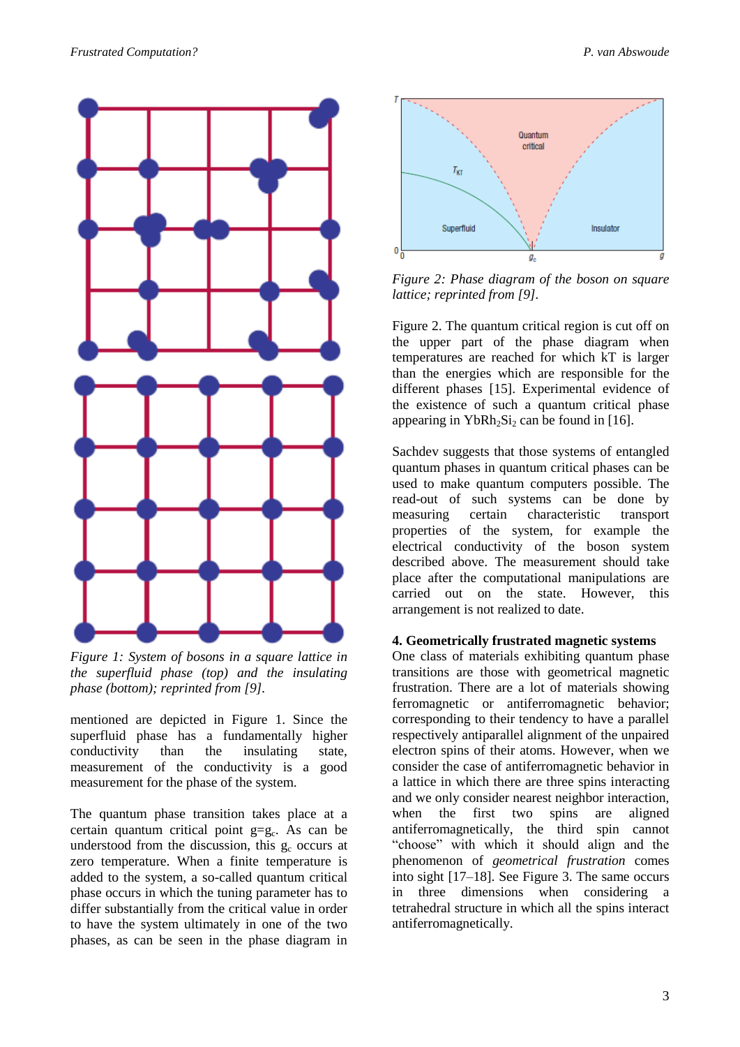*Figure 1: System of bosons in a square lattice in the superfluid phase (top) and the insulating phase (bottom); reprinted from [9].*

mentioned are depicted in Figure 1. Since the superfluid phase has a fundamentally higher conductivity than the insulating state, measurement of the conductivity is a good measurement for the phase of the system.

The quantum phase transition takes place at a certain quantum critical point $g=g_c$. As can be understood from the discussion, this $g_c$ occurs at zero temperature. When a finite temperature is added to the system, a so-called quantum critical phase occurs in which the tuning parameter has to differ substantially from the critical value in order to have the system ultimately in one of the two phases, as can be seen in the phase diagram in

*Figure 2: Phase diagram of the boson on square lattice; reprinted from [9].*

Figure 2. The quantum critical region is cut off on the upper part of the phase diagram when temperatures are reached for which kT is larger than the energies which are responsible for the different phases [15]. Experimental evidence of the existence of such a quantum critical phase appearing in $YbRh_2Si_2$ can be found in [16].

Sachdev suggests that those systems of entangled quantum phases in quantum critical phases can be used to make quantum computers possible. The read-out of such systems can be done by measuring certain characteristic transport properties of the system, for example the electrical conductivity of the boson system described above. The measurement should take place after the computational manipulations are carried out on the state. However, this arrangement is not realized to date.

## 4. Geometrically frustrated magnetic systems

One class of materials exhibiting quantum phase transitions are those with geometrical magnetic frustration. There are a lot of materials showing ferromagnetic or antiferromagnetic behavior; corresponding to their tendency to have a parallel respectively antiparallel alignment of the unpaired electron spins of their atoms. However, when we consider the case of antiferromagnetic behavior in a lattice in which there are three spins interacting and we only consider nearest neighbor interaction, when the first two spins are aligned antiferromagnetically, the third spin cannot "choose" with which it should align and the phenomenon of *geometrical frustration* comes into sight [17–18]. See Figure 3. The same occurs in three dimensions when considering a tetrahedral structure in which all the spins interact antiferromagnetically.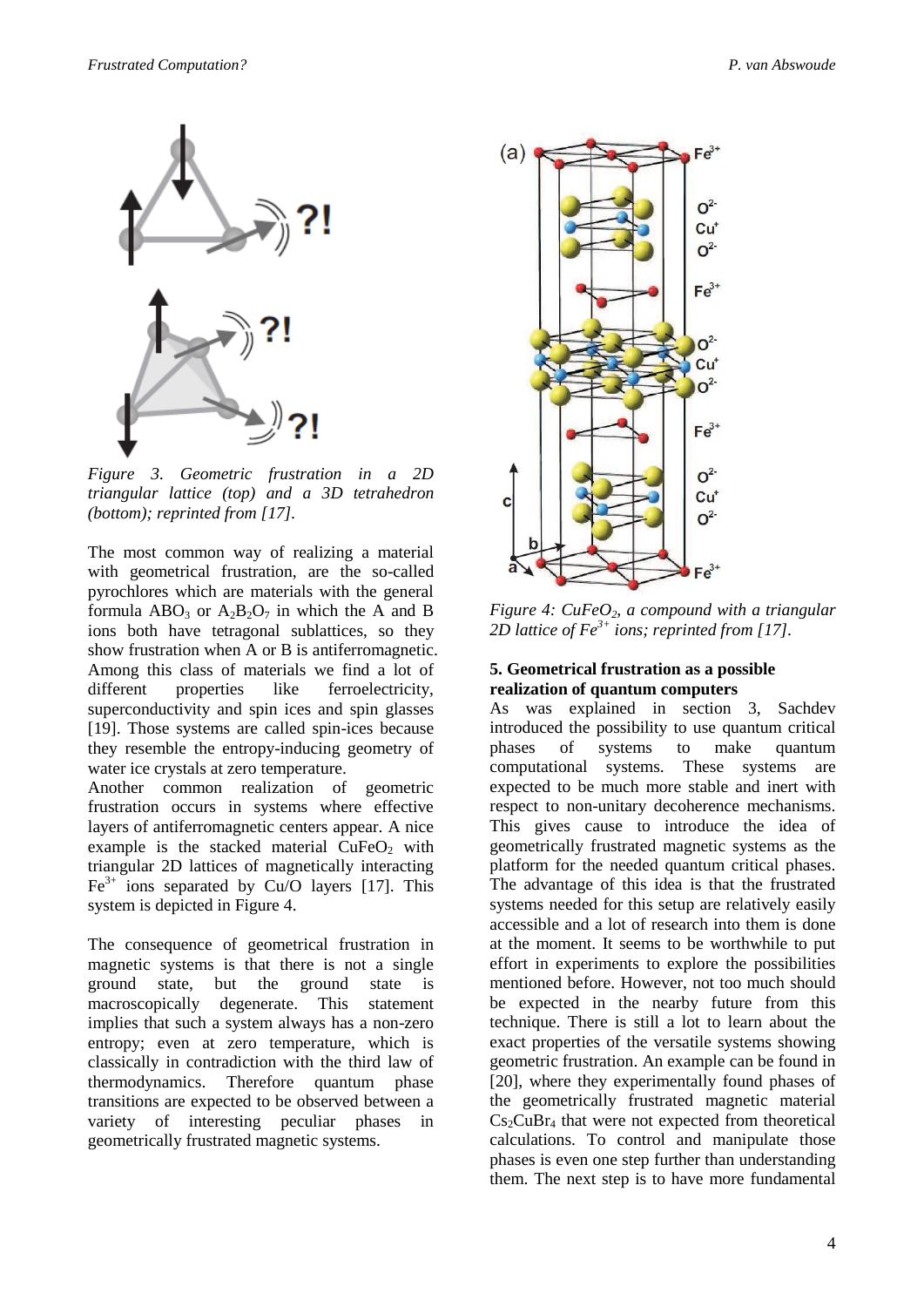*Figure 3. Geometric frustration in a 2D triangular lattice (top) and a 3D tetrahedron (bottom); reprinted from [17].*

The most common way of realizing a material with geometrical frustration, are the so-called pyrochlores which are materials with the general formula $ABO_3$ or $A_2B_2O_7$ in which the A and B ions both have tetragonal sublattices, so they show frustration when A or B is antiferromagnetic. Among this class of materials we find a lot of different properties like ferroelectricity, superconductivity and spin ices and spin glasses [19]. Those systems are called spin-ices because they resemble the entropy-inducing geometry of water ice crystals at zero temperature.

Another common realization of geometric frustration occurs in systems where effective layers of antiferromagnetic centers appear. A nice example is the stacked material $CuFeO_2$ with triangular 2D lattices of magnetically interacting $Fe^{3+}$ ions separated by Cu/O layers [17]. This system is depicted in Figure 4.

The consequence of geometrical frustration in magnetic systems is that there is not a single ground state, but the ground state is macroscopically degenerate. This statement implies that such a system always has a non-zero entropy; even at zero temperature, which is classically in contradiction with the third law of thermodynamics. Therefore quantum phase transitions are expected to be observed between a variety of interesting peculiar phases in geometrically frustrated magnetic systems.

*Figure 4: $CuFeO_2$, a compound with a triangular 2D lattice of $Fe^{3+}$ ions; reprinted from [17].*

## 5. Geometrical frustration as a possible realization of quantum computers

As was explained in section 3, Sachdev introduced the possibility to use quantum critical phases of systems to make quantum computational systems. These systems are expected to be much more stable and inert with respect to non-unitary decoherence mechanisms. This gives cause to introduce the idea of geometrically frustrated magnetic systems as the platform for the needed quantum critical phases. The advantage of this idea is that the frustrated systems needed for this setup are relatively easily accessible and a lot of research into them is done at the moment. It seems to be worthwhile to put effort in experiments to explore the possibilities mentioned before. However, not too much should be expected in the nearby future from this technique. There is still a lot to learn about the exact properties of the versatile systems showing geometric frustration. An example can be found in [20], where they experimentally found phases of the geometrically frustrated magnetic material $Cs_2CuBr_4$ that were not expected from theoretical calculations. To control and manipulate those phases is even one step further than understanding them. The next step is to have more fundamental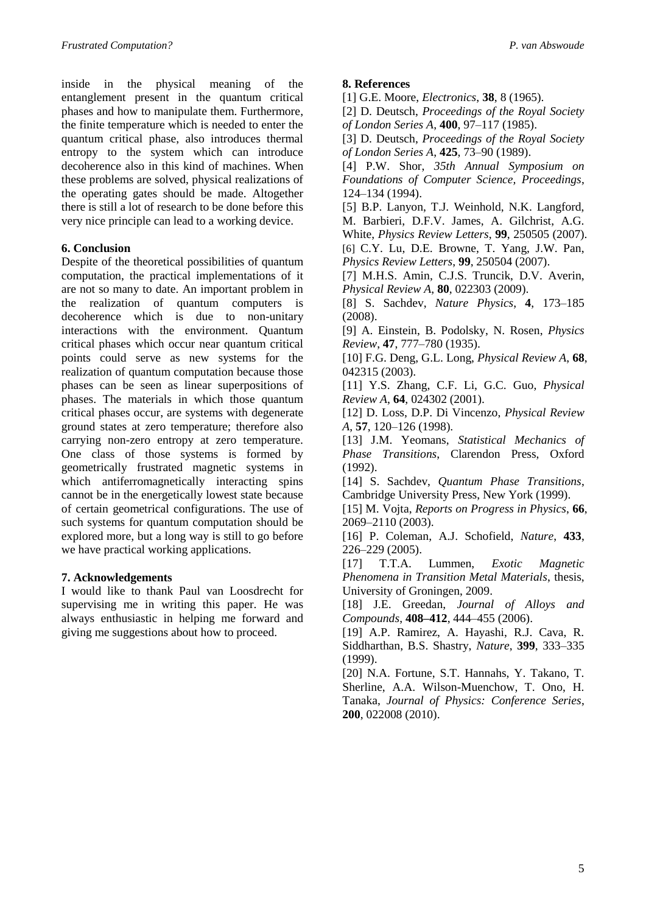inside in the physical meaning of the entanglement present in the quantum critical phases and how to manipulate them. Furthermore, the finite temperature which is needed to enter the quantum critical phase, also introduces thermal entropy to the system which can introduce decoherence also in this kind of machines. When these problems are solved, physical realizations of the operating gates should be made. Altogether there is still a lot of research to be done before this very nice principle can lead to a working device.

## 6. Conclusion

Despite of the theoretical possibilities of quantum computation, the practical implementations of it are not so many to date. An important problem in the realization of quantum computers is decoherence which is due to non-unitary interactions with the environment. Quantum critical phases which occur near quantum critical points could serve as new systems for the realization of quantum computation because those phases can be seen as linear superpositions of phases. The materials in which those quantum critical phases occur, are systems with degenerate ground states at zero temperature; therefore also carrying non-zero entropy at zero temperature. One class of those systems is formed by geometrically frustrated magnetic systems in which antiferromagnetically interacting spins cannot be in the energetically lowest state because of certain geometrical configurations. The use of such systems for quantum computation should be explored more, but a long way is still to go before we have practical working applications.

## 7. Acknowledgements

I would like to thank Paul van Loosdrecht for supervising me in writing this paper. He was always enthusiastic in helping me forward and giving me suggestions about how to proceed.

## 8. References

[1] G.E. Moore, *Electronics*, **38**, 8 (1965).

[2] D. Deutsch, *Proceedings of the Royal Society of London Series A*, **400**, 97–117 (1985).

[3] D. Deutsch, *Proceedings of the Royal Society of London Series A*, **425**, 73–90 (1989).

[4] P.W. Shor, *35th Annual Symposium on Foundations of Computer Science, Proceedings*, 124–134 (1994).

[5] B.P. Lanyon, T.J. Weinhold, N.K. Langford, M. Barbieri, D.F.V. James, A. Gilchrist, A.G. White, *Physics Review Letters*, **99**, 250505 (2007).

[6] C.Y. Lu, D.E. Browne, T. Yang, J.W. Pan, *Physics Review Letters*, **99**, 250504 (2007).

[7] M.H.S. Amin, C.J.S. Truncik, D.V. Averin, *Physical Review A*, **80**, 022303 (2009).

[8] S. Sachdev, *Nature Physics*, **4**, 173–185 (2008).

[9] A. Einstein, B. Podolsky, N. Rosen, *Physics Review*, **47**, 777–780 (1935).

[10] F.G. Deng, G.L. Long, *Physical Review A*, **68**, 042315 (2003).

[11] Y.S. Zhang, C.F. Li, G.C. Guo, *Physical Review A*, **64**, 024302 (2001).

[12] D. Loss, D.P. Di Vincenzo, *Physical Review A*, **57**, 120–126 (1998).

[13] J.M. Yeomans, *Statistical Mechanics of Phase Transitions*, Clarendon Press, Oxford (1992).

[14] S. Sachdev, *Quantum Phase Transitions*, Cambridge University Press, New York (1999).

[15] M. Vojta, *Reports on Progress in Physics*, **66**, 2069–2110 (2003).

[16] P. Coleman, A.J. Schofield, *Nature*, **433**, 226–229 (2005).

[17] T.T.A. Lummen, *Exotic Magnetic Phenomena in Transition Metal Materials*, thesis, University of Groningen, 2009.

[18] J.E. Greedan, *Journal of Alloys and Compounds*, **408–412**, 444–455 (2006).

[19] A.P. Ramirez, A. Hayashi, R.J. Cava, R. Siddharthan, B.S. Shastry, *Nature*, **399**, 333–335 (1999).

[20] N.A. Fortune, S.T. Hannahs, Y. Takano, T. Sherline, A.A. Wilson-Muenchow, T. Ono, H. Tanaka, *Journal of Physics: Conference Series*, **200**, 022008 (2010).